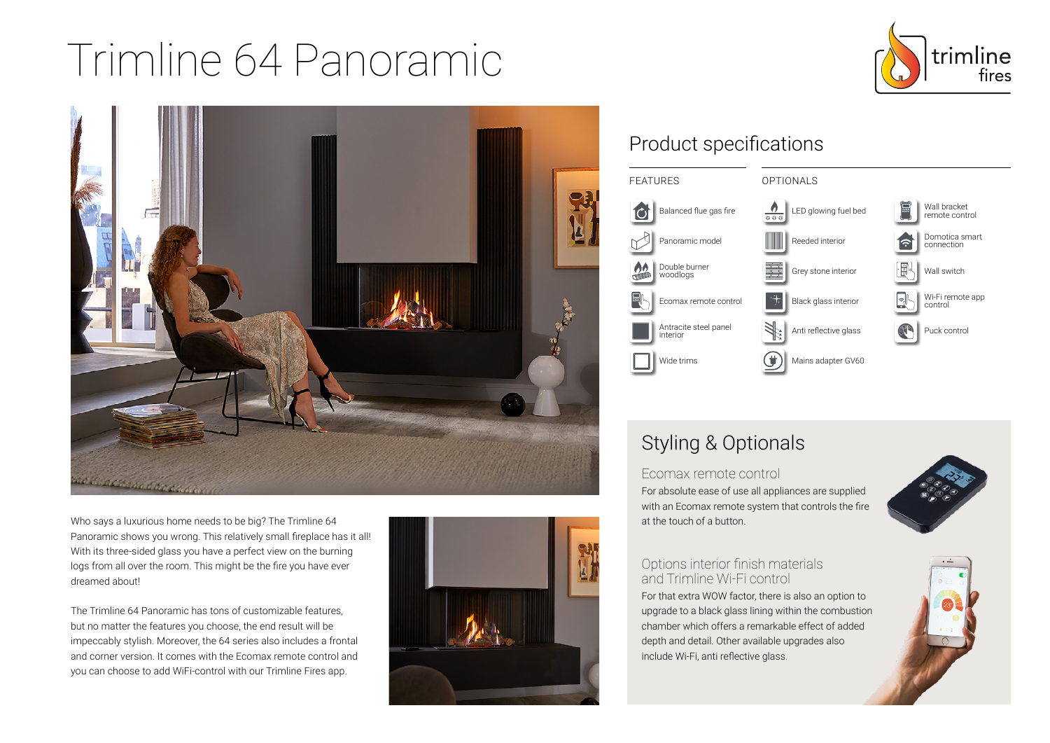# Trimline 64 Panoramic

Who says a luxurious home needs to be big? The Trimline 64 Panoramic shows you wrong. This relatively small fireplace has it all! With its three-sided glass you have a perfect view on the burning logs from all over the room. This might be the fire you have ever dreamed about!

The Trimline 64 Panoramic has tons of customizable features, but no matter the features you choose, the end result will be impeccably stylish. Moreover, the 64 series also includes a frontal and corner version. It comes with the Ecomax remote control and you can choose to add WiFi-control with our Trimline Fires app.

## Product specifications

### FEATURES

- Balanced flue gas fire
- Panoramic model
- Double burner woodlogs
- Ecomax remote control
- Antracite steel panel interior
- Wide trims

### OPTIONALS

- LED glowing fuel bed
- Reeded interior
- Grey stone interior
- Black glass interior
- Anti reflective glass
- Mains adapter GV60
- Wall bracket remote control
- Domotica smart connection
- Wall switch
- Wi-Fi remote app control
- Puck control

## Styling & Optionals

### Ecomax remote control

For absolute ease of use all appliances are supplied with an Ecomax remote system that controls the fire at the touch of a button.

### Options interior finish materials and Trimline Wi-Fi control

For that extra WOW factor, there is also an option to upgrade to a black glass lining within the combustion chamber which offers a remarkable effect of added depth and detail. Other available upgrades also include Wi-Fi, anti reflective glass.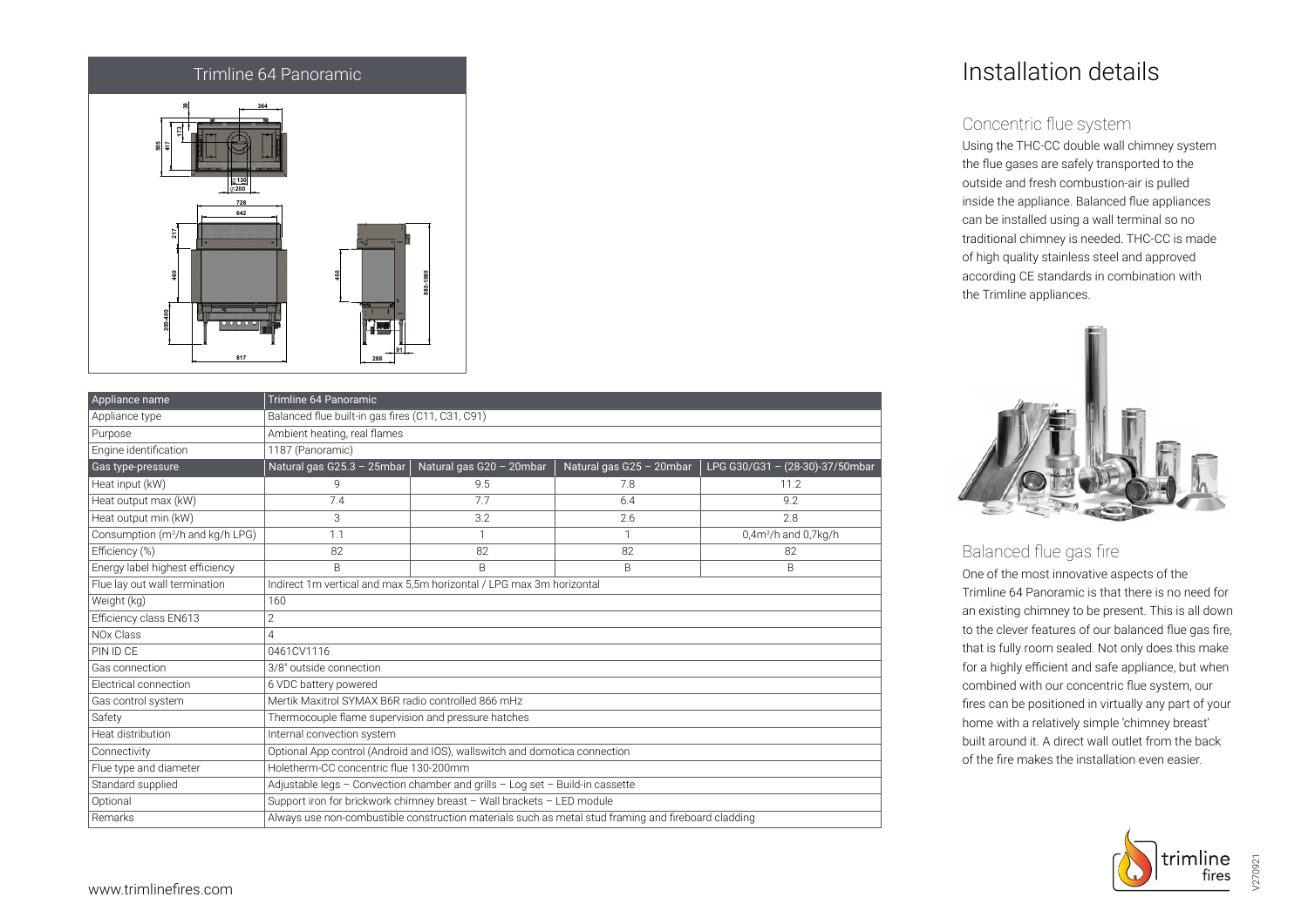## Trimline 64 Panoramic

38
364
505
417
173
⌀130
⌀200
728
642
217
460
200-400
817
450
880-1080
91
288

| Appliance name | Trimline 64 Panoramic | | | |
|---|---|---|---|---|
| Appliance type | Balanced flue built-in gas fires (C11, C31, C91) | | | |
| Purpose | Ambient heating, real flames | | | |
| Engine identification | 1187 (Panoramic) | | | |
| Gas type-pressure | Natural gas G25.3 – 25mbar | Natural gas G20 – 20mbar | Natural gas G25 – 20mbar | LPG G30/G31 – (28-30)-37/50mbar |
| Heat input (kW) | 9 | 9.5 | 7.8 | 11.2 |
| Heat output max (kW) | 7.4 | 7.7 | 6.4 | 9.2 |
| Heat output min (kW) | 3 | 3.2 | 2.6 | 2.8 |
| Consumption ($m^3$/h and kg/h LPG) | 1.1 | 1 | 1 | 0,4$m^3$/h and 0,7kg/h |
| Efficiency (%) | 82 | 82 | 82 | 82 |
| Energy label highest efficiency | B | B | B | B |
| Flue lay out wall termination | Indirect 1m vertical and max 5,5m horizontal / LPG max 3m horizontal | | | |
| Weight (kg) | 160 | | | |
| Efficiency class EN613 | 2 | | | |
| NOx Class | 4 | | | |
| PIN ID CE | 0461CV1116 | | | |
| Gas connection | 3/8" outside connection | | | |
| Electrical connection | 6 VDC battery powered | | | |
| Gas control system | Mertik Maxitrol SYMAX B6R radio controlled 866 mHz | | | |
| Safety | Thermocouple flame supervision and pressure hatches | | | |
| Heat distribution | Internal convection system | | | |
| Connectivity | Optional App control (Android and IOS), wallswitch and domotica connection | | | |
| Flue type and diameter | Holetherm-CC concentric flue 130-200mm | | | |
| Standard supplied | Adjustable legs – Convection chamber and grills – Log set – Build-in cassette | | | |
| Optional | Support iron for brickwork chimney breast – Wall brackets – LED module | | | |
| Remarks | Always use non-combustible construction materials such as metal stud framing and fireboard cladding | | | |

# Installation details

## Concentric flue system

Using the THC-CC double wall chimney system the flue gases are safely transported to the outside and fresh combustion-air is pulled inside the appliance. Balanced flue appliances can be installed using a wall terminal so no traditional chimney is needed. THC-CC is made of high quality stainless steel and approved according CE standards in combination with the Trimline appliances.

## Balanced flue gas fire

One of the most innovative aspects of the Trimline 64 Panoramic is that there is no need for an existing chimney to be present. This is all down to the clever features of our balanced flue gas fire, that is fully room sealed. Not only does this make for a highly efficient and safe appliance, but when combined with our concentric flue system, our fires can be positioned in virtually any part of your home with a relatively simple 'chimney breast' built around it. A direct wall outlet from the back of the fire makes the installation even easier.

www.trimlinefires.com

V270921